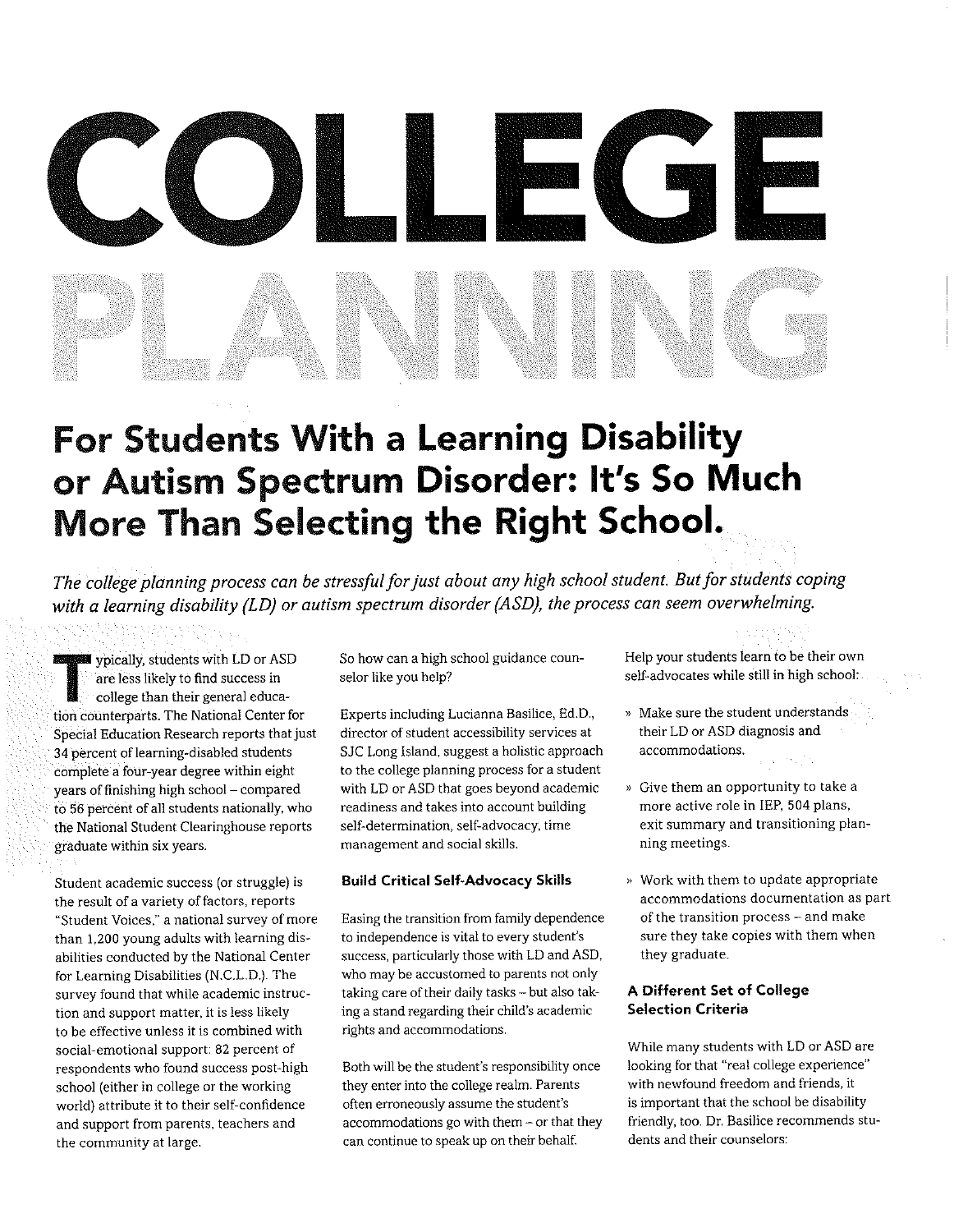# COLLEGE PLANNING

## For Students With a Learning Disability or Autism Spectrum Disorder: It's So Much More Than Selecting the Right School.

*The college planning process can be stressful for just about any high school student. But for students coping with a learning disability (LD) or autism spectrum disorder (ASD), the process can seem overwhelming.*

Typically, students with LD or ASD are less likely to find success in college than their general education counterparts. The National Center for Special Education Research reports that just 34 percent of learning-disabled students complete a four-year degree within eight years of finishing high school – compared to 56 percent of all students nationally, who the National Student Clearinghouse reports graduate within six years.

Student academic success (or struggle) is the result of a variety of factors, reports "Student Voices," a national survey of more than 1,200 young adults with learning disabilities conducted by the National Center for Learning Disabilities (N.C.L.D.). The survey found that while academic instruction and support matter, it is less likely to be effective unless it is combined with social-emotional support: 82 percent of respondents who found success post-high school (either in college or the working world) attribute it to their self-confidence and support from parents, teachers and the community at large.

So how can a high school guidance counselor like you help?

Experts including Lucianna Basilice, Ed.D., director of student accessibility services at SJC Long Island, suggest a holistic approach to the college planning process for a student with LD or ASD that goes beyond academic readiness and takes into account building self-determination, self-advocacy, time management and social skills.

### Build Critical Self-Advocacy Skills

Easing the transition from family dependence to independence is vital to every student's success, particularly those with LD and ASD, who may be accustomed to parents not only taking care of their daily tasks – but also taking a stand regarding their child's academic rights and accommodations.

Both will be the student's responsibility once they enter into the college realm. Parents often erroneously assume the student's accommodations go with them – or that they can continue to speak up on their behalf.

Help your students learn to be their own self-advocates while still in high school:

- Make sure the student understands their LD or ASD diagnosis and accommodations.
- Give them an opportunity to take a more active role in IEP, 504 plans, exit summary and transitioning planning meetings.
- Work with them to update appropriate accommodations documentation as part of the transition process – and make sure they take copies with them when they graduate.

### A Different Set of College Selection Criteria

While many students with LD or ASD are looking for that "real college experience" with newfound freedom and friends, it is important that the school be disability friendly, too. Dr. Basilice recommends students and their counselors: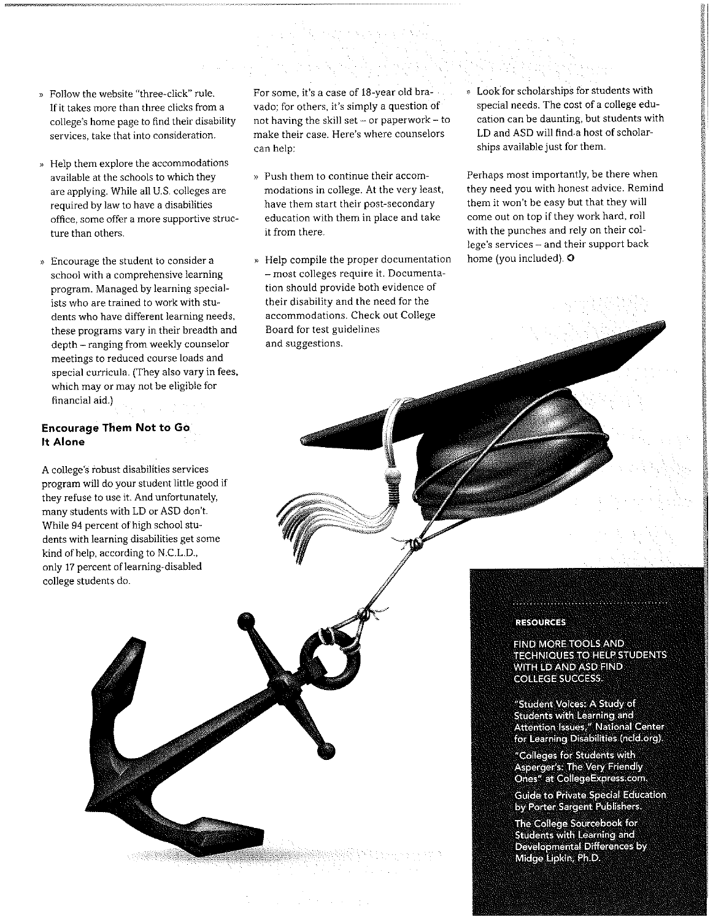- Follow the website "three-click" rule. If it takes more than three clicks from a college's home page to find their disability services, take that into consideration.

- Help them explore the accommodations available at the schools to which they are applying. While all U.S. colleges are required by law to have a disabilities office, some offer a more supportive structure than others.

- Encourage the student to consider a school with a comprehensive learning program. Managed by learning specialists who are trained to work with students who have different learning needs, these programs vary in their breadth and depth – ranging from weekly counselor meetings to reduced course loads and special curricula. (They also vary in fees, which may or may not be eligible for financial aid.)

### Encourage Them Not to Go It Alone

A college's robust disabilities services program will do your student little good if they refuse to use it. And unfortunately, many students with LD or ASD don't. While 94 percent of high school students with learning disabilities get some kind of help, according to N.C.L.D., only 17 percent of learning-disabled college students do.

For some, it's a case of 18-year old bravado; for others, it's simply a question of not having the skill set – or paperwork – to make their case. Here's where counselors can help:

- Push them to continue their accommodations in college. At the very least, have them start their post-secondary education with them in place and take it from there.

- Help compile the proper documentation – most colleges require it. Documentation should provide both evidence of their disability and the need for the accommodations. Check out College Board for test guidelines and suggestions.

- Look for scholarships for students with special needs. The cost of a college education can be daunting, but students with LD and ASD will find a host of scholarships available just for them.

Perhaps most importantly, be there when they need you with honest advice. Remind them it won't be easy but that they will come out on top if they work hard, roll with the punches and rely on their college's services – and their support back home (you included).

**RESOURCES**

FIND MORE TOOLS AND TECHNIQUES TO HELP STUDENTS WITH LD AND ASD FIND COLLEGE SUCCESS.

"Student Voices: A Study of Students with Learning and Attention Issues," National Center for Learning Disabilities (ncld.org).

"Colleges for Students with Asperger's: The Very Friendly Ones" at CollegeExpress.com.

Guide to Private Special Education by Porter Sargent Publishers.

The College Sourcebook for Students with Learning and Developmental Differences by Midge Lipkin, Ph.D.